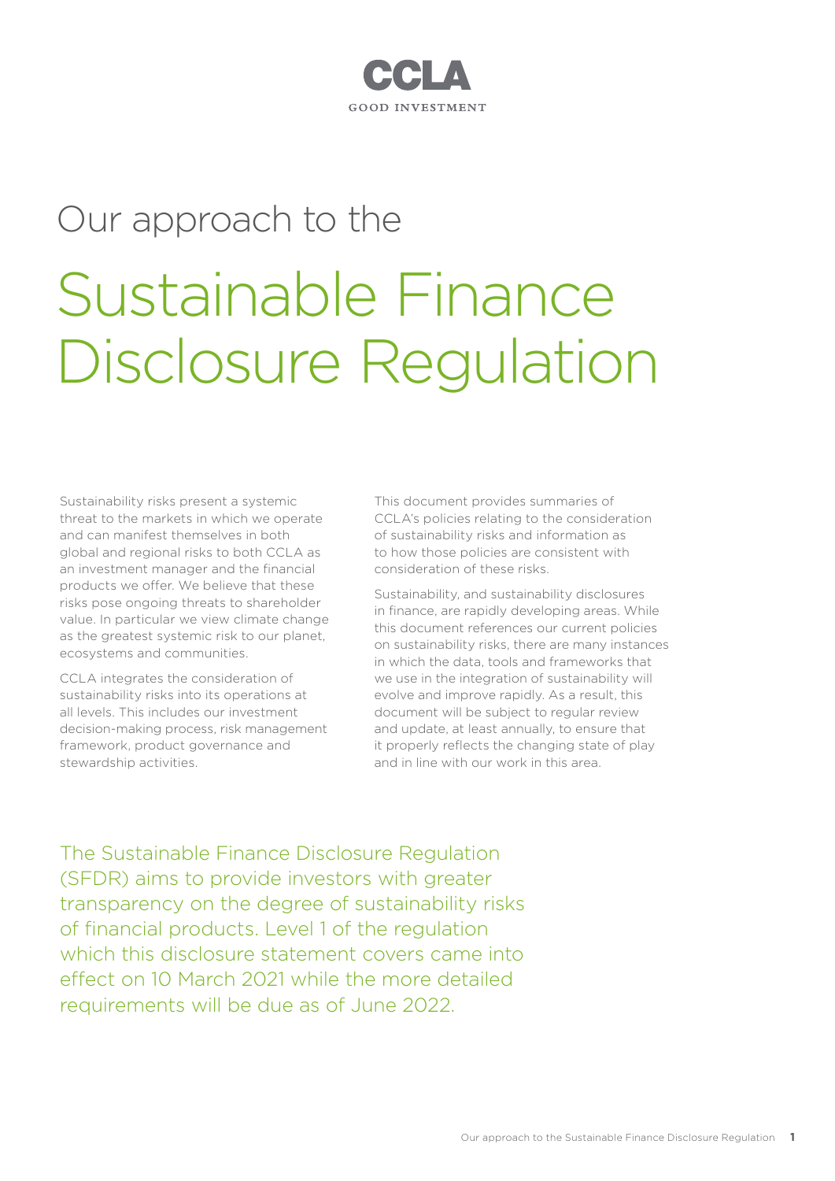CCLA

GOOD INVESTMENT

# Our approach to the Sustainable Finance Disclosure Regulation

Sustainability risks present a systemic threat to the markets in which we operate and can manifest themselves in both global and regional risks to both CCLA as an investment manager and the financial products we offer. We believe that these risks pose ongoing threats to shareholder value. In particular we view climate change as the greatest systemic risk to our planet, ecosystems and communities.

CCLA integrates the consideration of sustainability risks into its operations at all levels. This includes our investment decision-making process, risk management framework, product governance and stewardship activities.

This document provides summaries of CCLA's policies relating to the consideration of sustainability risks and information as to how those policies are consistent with consideration of these risks.

Sustainability, and sustainability disclosures in finance, are rapidly developing areas. While this document references our current policies on sustainability risks, there are many instances in which the data, tools and frameworks that we use in the integration of sustainability will evolve and improve rapidly. As a result, this document will be subject to regular review and update, at least annually, to ensure that it properly reflects the changing state of play and in line with our work in this area.

The Sustainable Finance Disclosure Regulation (SFDR) aims to provide investors with greater transparency on the degree of sustainability risks of financial products. Level 1 of the regulation which this disclosure statement covers came into effect on 10 March 2021 while the more detailed requirements will be due as of June 2022.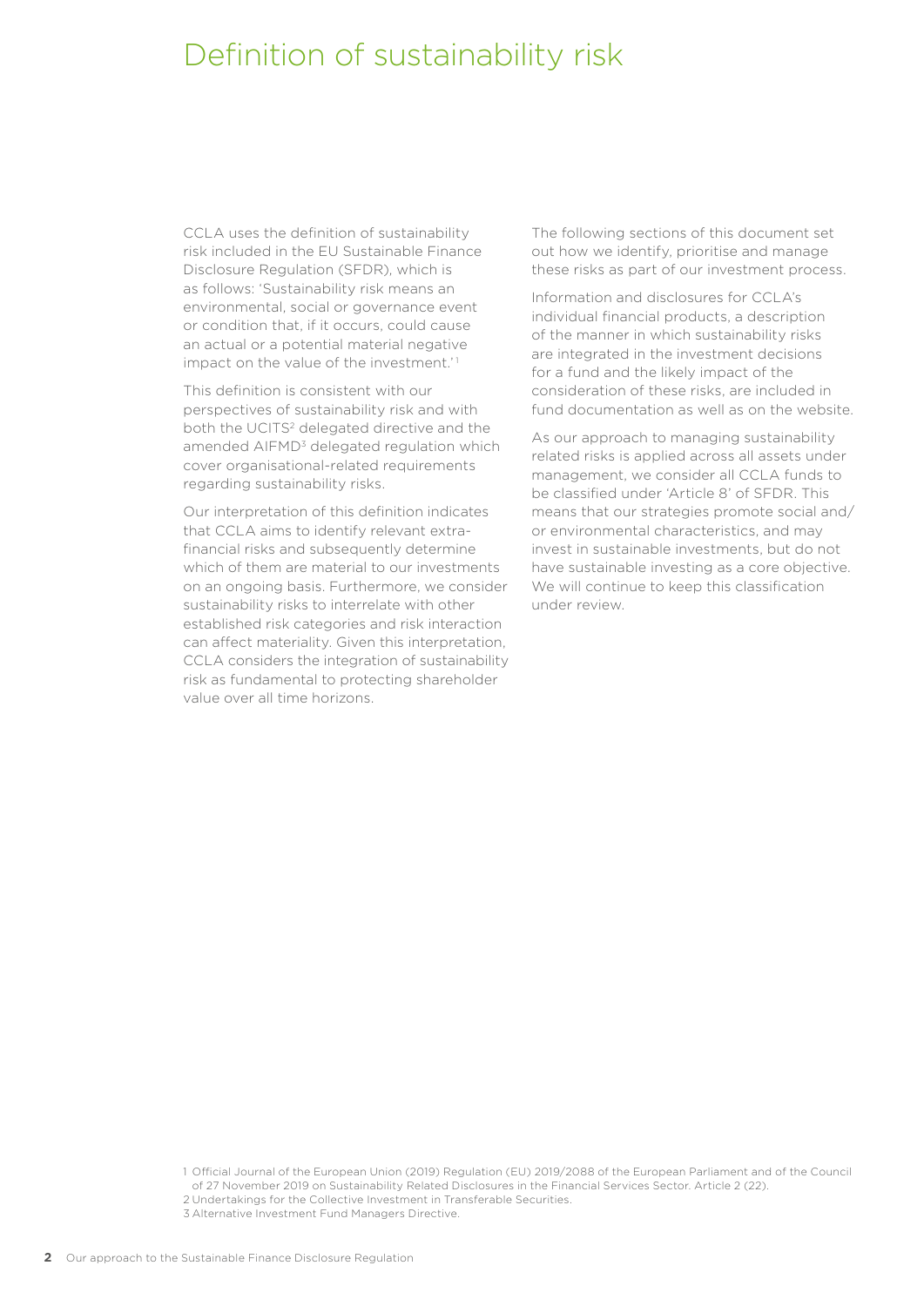# Definition of sustainability risk

CCLA uses the definition of sustainability risk included in the EU Sustainable Finance Disclosure Regulation (SFDR), which is as follows: 'Sustainability risk means an environmental, social or governance event or condition that, if it occurs, could cause an actual or a potential material negative impact on the value of the investment.'[1]

This definition is consistent with our perspectives of sustainability risk and with both the UCITS[2] delegated directive and the amended AIFMD[3] delegated regulation which cover organisational-related requirements regarding sustainability risks.

Our interpretation of this definition indicates that CCLA aims to identify relevant extra-financial risks and subsequently determine which of them are material to our investments on an ongoing basis. Furthermore, we consider sustainability risks to interrelate with other established risk categories and risk interaction can affect materiality. Given this interpretation, CCLA considers the integration of sustainability risk as fundamental to protecting shareholder value over all time horizons.

The following sections of this document set out how we identify, prioritise and manage these risks as part of our investment process.

Information and disclosures for CCLA's individual financial products, a description of the manner in which sustainability risks are integrated in the investment decisions for a fund and the likely impact of the consideration of these risks, are included in fund documentation as well as on the website.

As our approach to managing sustainability related risks is applied across all assets under management, we consider all CCLA funds to be classified under 'Article 8' of SFDR. This means that our strategies promote social and/or environmental characteristics, and may invest in sustainable investments, but do not have sustainable investing as a core objective. We will continue to keep this classification under review.

1 Official Journal of the European Union (2019) Regulation (EU) 2019/2088 of the European Parliament and of the Council of 27 November 2019 on Sustainability Related Disclosures in the Financial Services Sector. Article 2 (22).
2 Undertakings for the Collective Investment in Transferable Securities.
3 Alternative Investment Fund Managers Directive.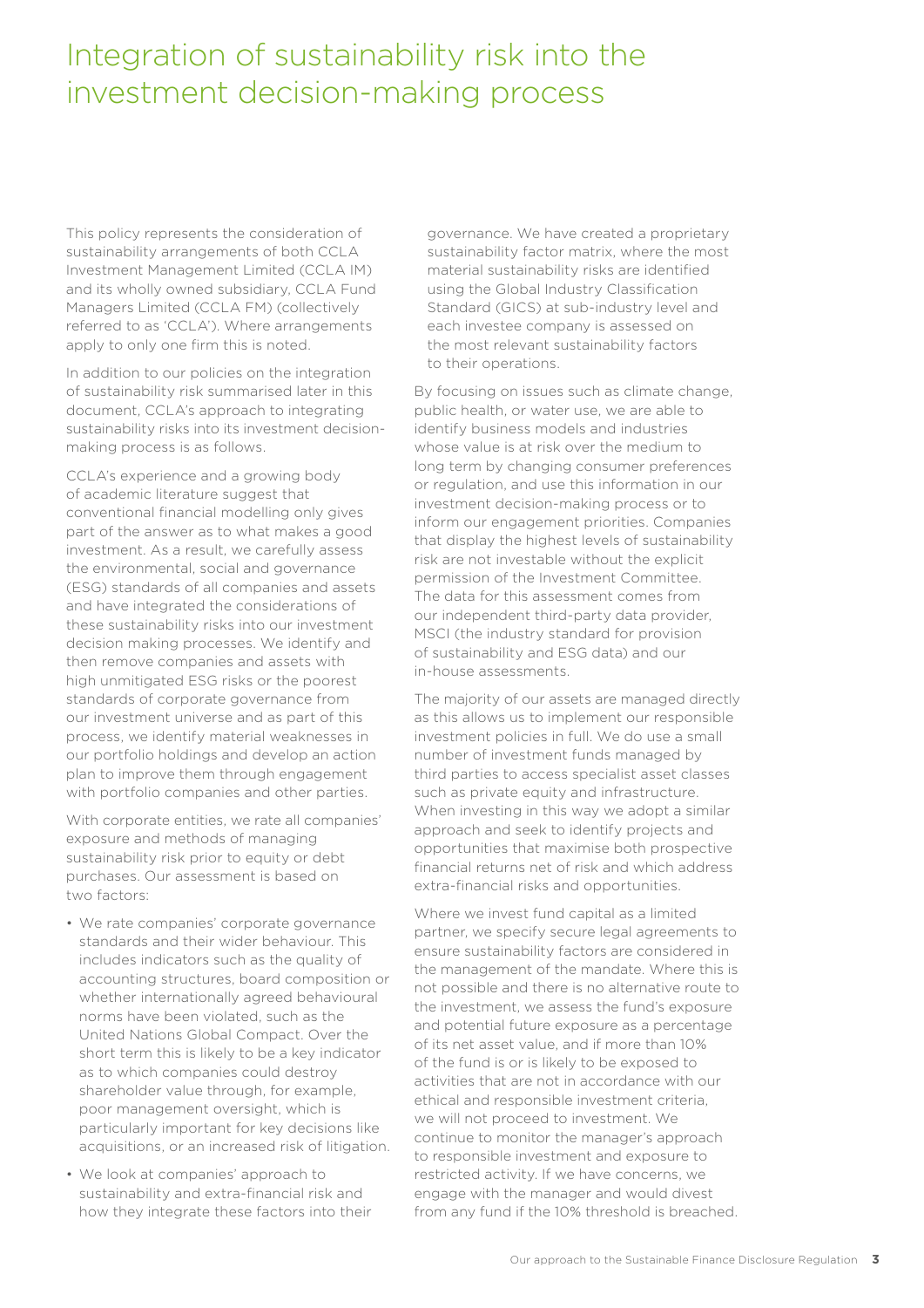# Integration of sustainability risk into the investment decision-making process

This policy represents the consideration of sustainability arrangements of both CCLA Investment Management Limited (CCLA IM) and its wholly owned subsidiary, CCLA Fund Managers Limited (CCLA FM) (collectively referred to as 'CCLA'). Where arrangements apply to only one firm this is noted.

In addition to our policies on the integration of sustainability risk summarised later in this document, CCLA's approach to integrating sustainability risks into its investment decision-making process is as follows.

CCLA's experience and a growing body of academic literature suggest that conventional financial modelling only gives part of the answer as to what makes a good investment. As a result, we carefully assess the environmental, social and governance (ESG) standards of all companies and assets and have integrated the considerations of these sustainability risks into our investment decision making processes. We identify and then remove companies and assets with high unmitigated ESG risks or the poorest standards of corporate governance from our investment universe and as part of this process, we identify material weaknesses in our portfolio holdings and develop an action plan to improve them through engagement with portfolio companies and other parties.

With corporate entities, we rate all companies' exposure and methods of managing sustainability risk prior to equity or debt purchases. Our assessment is based on two factors:

- We rate companies' corporate governance standards and their wider behaviour. This includes indicators such as the quality of accounting structures, board composition or whether internationally agreed behavioural norms have been violated, such as the United Nations Global Compact. Over the short term this is likely to be a key indicator as to which companies could destroy shareholder value through, for example, poor management oversight, which is particularly important for key decisions like acquisitions, or an increased risk of litigation.
- We look at companies' approach to sustainability and extra-financial risk and how they integrate these factors into their governance. We have created a proprietary sustainability factor matrix, where the most material sustainability risks are identified using the Global Industry Classification Standard (GICS) at sub-industry level and each investee company is assessed on the most relevant sustainability factors to their operations.

By focusing on issues such as climate change, public health, or water use, we are able to identify business models and industries whose value is at risk over the medium to long term by changing consumer preferences or regulation, and use this information in our investment decision-making process or to inform our engagement priorities. Companies that display the highest levels of sustainability risk are not investable without the explicit permission of the Investment Committee. The data for this assessment comes from our independent third-party data provider, MSCI (the industry standard for provision of sustainability and ESG data) and our in-house assessments.

The majority of our assets are managed directly as this allows us to implement our responsible investment policies in full. We do use a small number of investment funds managed by third parties to access specialist asset classes such as private equity and infrastructure. When investing in this way we adopt a similar approach and seek to identify projects and opportunities that maximise both prospective financial returns net of risk and which address extra-financial risks and opportunities.

Where we invest fund capital as a limited partner, we specify secure legal agreements to ensure sustainability factors are considered in the management of the mandate. Where this is not possible and there is no alternative route to the investment, we assess the fund's exposure and potential future exposure as a percentage of its net asset value, and if more than 10% of the fund is or is likely to be exposed to activities that are not in accordance with our ethical and responsible investment criteria, we will not proceed to investment. We continue to monitor the manager's approach to responsible investment and exposure to restricted activity. If we have concerns, we engage with the manager and would divest from any fund if the 10% threshold is breached.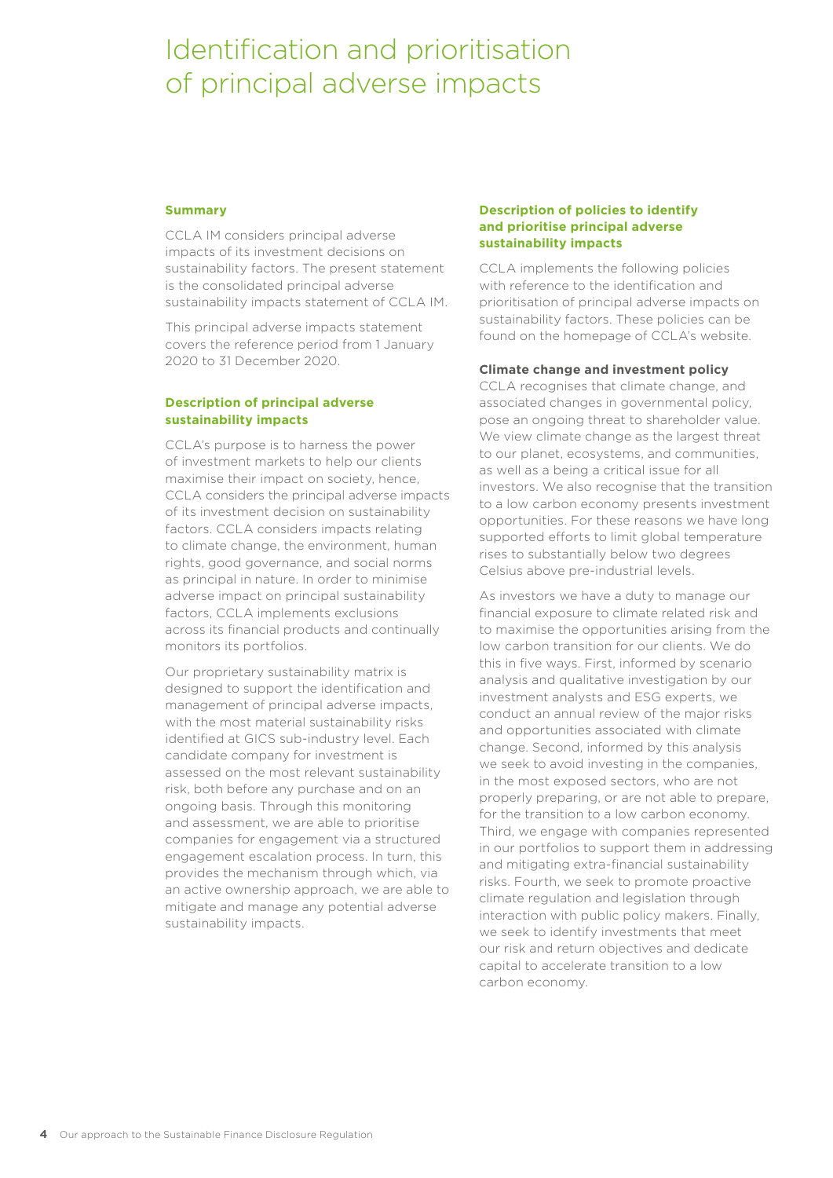# Identification and prioritisation of principal adverse impacts

## Summary

CCLA IM considers principal adverse impacts of its investment decisions on sustainability factors. The present statement is the consolidated principal adverse sustainability impacts statement of CCLA IM.

This principal adverse impacts statement covers the reference period from 1 January 2020 to 31 December 2020.

## Description of principal adverse sustainability impacts

CCLA's purpose is to harness the power of investment markets to help our clients maximise their impact on society, hence, CCLA considers the principal adverse impacts of its investment decision on sustainability factors. CCLA considers impacts relating to climate change, the environment, human rights, good governance, and social norms as principal in nature. In order to minimise adverse impact on principal sustainability factors, CCLA implements exclusions across its financial products and continually monitors its portfolios.

Our proprietary sustainability matrix is designed to support the identification and management of principal adverse impacts, with the most material sustainability risks identified at GICS sub-industry level. Each candidate company for investment is assessed on the most relevant sustainability risk, both before any purchase and on an ongoing basis. Through this monitoring and assessment, we are able to prioritise companies for engagement via a structured engagement escalation process. In turn, this provides the mechanism through which, via an active ownership approach, we are able to mitigate and manage any potential adverse sustainability impacts.

## Description of policies to identify and prioritise principal adverse sustainability impacts

CCLA implements the following policies with reference to the identification and prioritisation of principal adverse impacts on sustainability factors. These policies can be found on the homepage of CCLA's website.

**Climate change and investment policy**

CCLA recognises that climate change, and associated changes in governmental policy, pose an ongoing threat to shareholder value. We view climate change as the largest threat to our planet, ecosystems, and communities, as well as a being a critical issue for all investors. We also recognise that the transition to a low carbon economy presents investment opportunities. For these reasons we have long supported efforts to limit global temperature rises to substantially below two degrees Celsius above pre-industrial levels.

As investors we have a duty to manage our financial exposure to climate related risk and to maximise the opportunities arising from the low carbon transition for our clients. We do this in five ways. First, informed by scenario analysis and qualitative investigation by our investment analysts and ESG experts, we conduct an annual review of the major risks and opportunities associated with climate change. Second, informed by this analysis we seek to avoid investing in the companies, in the most exposed sectors, who are not properly preparing, or are not able to prepare, for the transition to a low carbon economy. Third, we engage with companies represented in our portfolios to support them in addressing and mitigating extra-financial sustainability risks. Fourth, we seek to promote proactive climate regulation and legislation through interaction with public policy makers. Finally, we seek to identify investments that meet our risk and return objectives and dedicate capital to accelerate transition to a low carbon economy.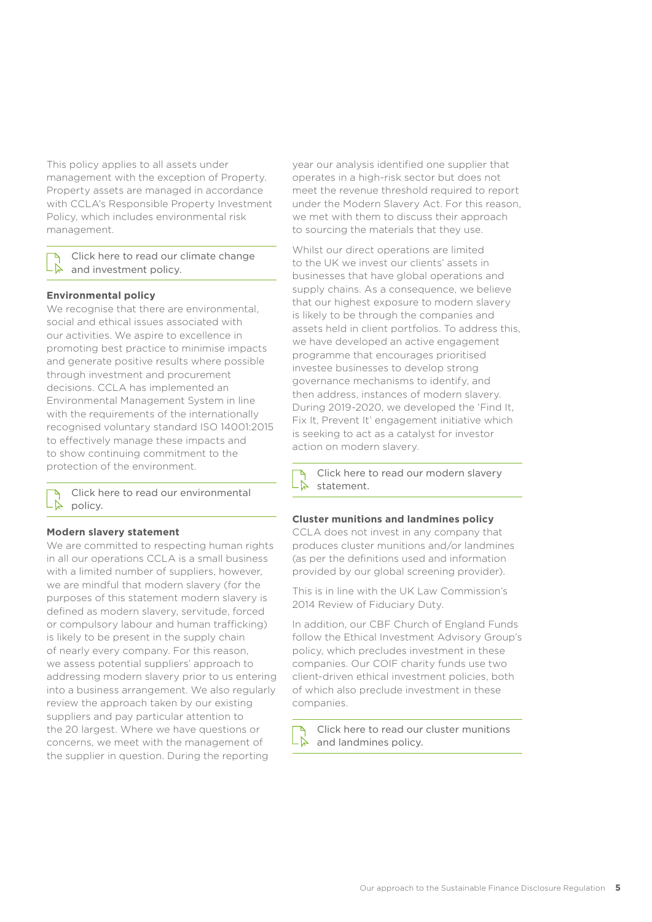This policy applies to all assets under management with the exception of Property. Property assets are managed in accordance with CCLA's Responsible Property Investment Policy, which includes environmental risk management.

Click here to read our climate change and investment policy.

### Environmental policy

We recognise that there are environmental, social and ethical issues associated with our activities. We aspire to excellence in promoting best practice to minimise impacts and generate positive results where possible through investment and procurement decisions. CCLA has implemented an Environmental Management System in line with the requirements of the internationally recognised voluntary standard ISO 14001:2015 to effectively manage these impacts and to show continuing commitment to the protection of the environment.

Click here to read our environmental policy.

### Modern slavery statement

We are committed to respecting human rights in all our operations CCLA is a small business with a limited number of suppliers, however, we are mindful that modern slavery (for the purposes of this statement modern slavery is defined as modern slavery, servitude, forced or compulsory labour and human trafficking) is likely to be present in the supply chain of nearly every company. For this reason, we assess potential suppliers' approach to addressing modern slavery prior to us entering into a business arrangement. We also regularly review the approach taken by our existing suppliers and pay particular attention to the 20 largest. Where we have questions or concerns, we meet with the management of the supplier in question. During the reporting year our analysis identified one supplier that operates in a high-risk sector but does not meet the revenue threshold required to report under the Modern Slavery Act. For this reason, we met with them to discuss their approach to sourcing the materials that they use.

Whilst our direct operations are limited to the UK we invest our clients' assets in businesses that have global operations and supply chains. As a consequence, we believe that our highest exposure to modern slavery is likely to be through the companies and assets held in client portfolios. To address this, we have developed an active engagement programme that encourages prioritised investee businesses to develop strong governance mechanisms to identify, and then address, instances of modern slavery. During 2019-2020, we developed the 'Find It, Fix It, Prevent It' engagement initiative which is seeking to act as a catalyst for investor action on modern slavery.

Click here to read our modern slavery statement.

### Cluster munitions and landmines policy

CCLA does not invest in any company that produces cluster munitions and/or landmines (as per the definitions used and information provided by our global screening provider).

This is in line with the UK Law Commission's 2014 Review of Fiduciary Duty.

In addition, our CBF Church of England Funds follow the Ethical Investment Advisory Group's policy, which precludes investment in these companies. Our COIF charity funds use two client-driven ethical investment policies, both of which also preclude investment in these companies.

Click here to read our cluster munitions and landmines policy.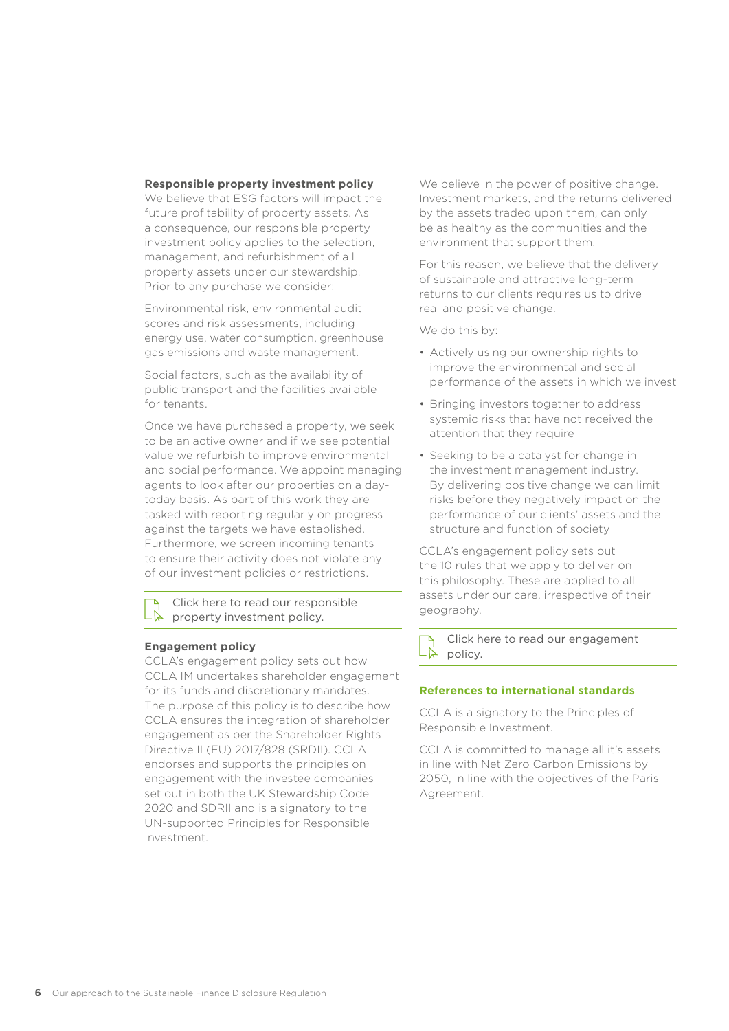**Responsible property investment policy**

We believe that ESG factors will impact the future profitability of property assets. As a consequence, our responsible property investment policy applies to the selection, management, and refurbishment of all property assets under our stewardship. Prior to any purchase we consider:

Environmental risk, environmental audit scores and risk assessments, including energy use, water consumption, greenhouse gas emissions and waste management.

Social factors, such as the availability of public transport and the facilities available for tenants.

Once we have purchased a property, we seek to be an active owner and if we see potential value we refurbish to improve environmental and social performance. We appoint managing agents to look after our properties on a day-today basis. As part of this work they are tasked with reporting regularly on progress against the targets we have established. Furthermore, we screen incoming tenants to ensure their activity does not violate any of our investment policies or restrictions.

Click here to read our responsible property investment policy.

**Engagement policy**

CCLA's engagement policy sets out how CCLA IM undertakes shareholder engagement for its funds and discretionary mandates. The purpose of this policy is to describe how CCLA ensures the integration of shareholder engagement as per the Shareholder Rights Directive II (EU) 2017/828 (SRDII). CCLA endorses and supports the principles on engagement with the investee companies set out in both the UK Stewardship Code 2020 and SDRII and is a signatory to the UN-supported Principles for Responsible Investment.

We believe in the power of positive change. Investment markets, and the returns delivered by the assets traded upon them, can only be as healthy as the communities and the environment that support them.

For this reason, we believe that the delivery of sustainable and attractive long-term returns to our clients requires us to drive real and positive change.

We do this by:

- Actively using our ownership rights to improve the environmental and social performance of the assets in which we invest
- Bringing investors together to address systemic risks that have not received the attention that they require
- Seeking to be a catalyst for change in the investment management industry. By delivering positive change we can limit risks before they negatively impact on the performance of our clients' assets and the structure and function of society

CCLA's engagement policy sets out the 10 rules that we apply to deliver on this philosophy. These are applied to all assets under our care, irrespective of their geography.

Click here to read our engagement policy.

**References to international standards**

CCLA is a signatory to the Principles of Responsible Investment.

CCLA is committed to manage all it's assets in line with Net Zero Carbon Emissions by 2050, in line with the objectives of the Paris Agreement.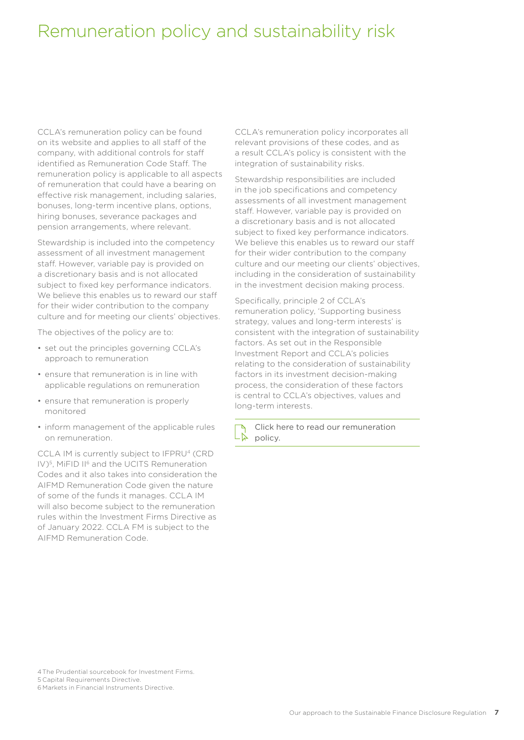# Remuneration policy and sustainability risk

CCLA's remuneration policy can be found on its website and applies to all staff of the company, with additional controls for staff identified as Remuneration Code Staff. The remuneration policy is applicable to all aspects of remuneration that could have a bearing on effective risk management, including salaries, bonuses, long-term incentive plans, options, hiring bonuses, severance packages and pension arrangements, where relevant.

Stewardship is included into the competency assessment of all investment management staff. However, variable pay is provided on a discretionary basis and is not allocated subject to fixed key performance indicators. We believe this enables us to reward our staff for their wider contribution to the company culture and for meeting our clients' objectives.

The objectives of the policy are to:

- set out the principles governing CCLA's approach to remuneration
- ensure that remuneration is in line with applicable regulations on remuneration
- ensure that remuneration is properly monitored
- inform management of the applicable rules on remuneration.

CCLA IM is currently subject to IFPRU[4] (CRD IV)[5], MiFID II[6] and the UCITS Remuneration Codes and it also takes into consideration the AIFMD Remuneration Code given the nature of some of the funds it manages. CCLA IM will also become subject to the remuneration rules within the Investment Firms Directive as of January 2022. CCLA FM is subject to the AIFMD Remuneration Code.

CCLA's remuneration policy incorporates all relevant provisions of these codes, and as a result CCLA's policy is consistent with the integration of sustainability risks.

Stewardship responsibilities are included in the job specifications and competency assessments of all investment management staff. However, variable pay is provided on a discretionary basis and is not allocated subject to fixed key performance indicators. We believe this enables us to reward our staff for their wider contribution to the company culture and our meeting our clients' objectives, including in the consideration of sustainability in the investment decision making process.

Specifically, principle 2 of CCLA's remuneration policy, 'Supporting business strategy, values and long-term interests' is consistent with the integration of sustainability factors. As set out in the Responsible Investment Report and CCLA's policies relating to the consideration of sustainability factors in its investment decision-making process, the consideration of these factors is central to CCLA's objectives, values and long-term interests.

Click here to read our remuneration policy.

4 The Prudential sourcebook for Investment Firms.
5 Capital Requirements Directive.
6 Markets in Financial Instruments Directive.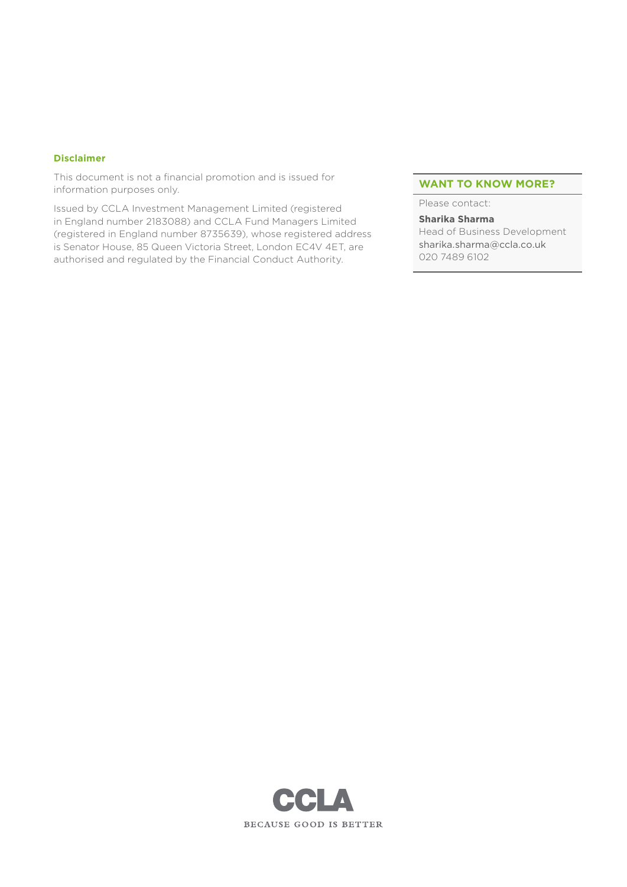**Disclaimer**

This document is not a financial promotion and is issued for information purposes only.

Issued by CCLA Investment Management Limited (registered in England number 2183088) and CCLA Fund Managers Limited (registered in England number 8735639), whose registered address is Senator House, 85 Queen Victoria Street, London EC4V 4ET, are authorised and regulated by the Financial Conduct Authority.

**WANT TO KNOW MORE?**

Please contact:

**Sharika Sharma**
Head of Business Development
sharika.sharma@ccla.co.uk
020 7489 6102

CCLA
BECAUSE GOOD IS BETTER